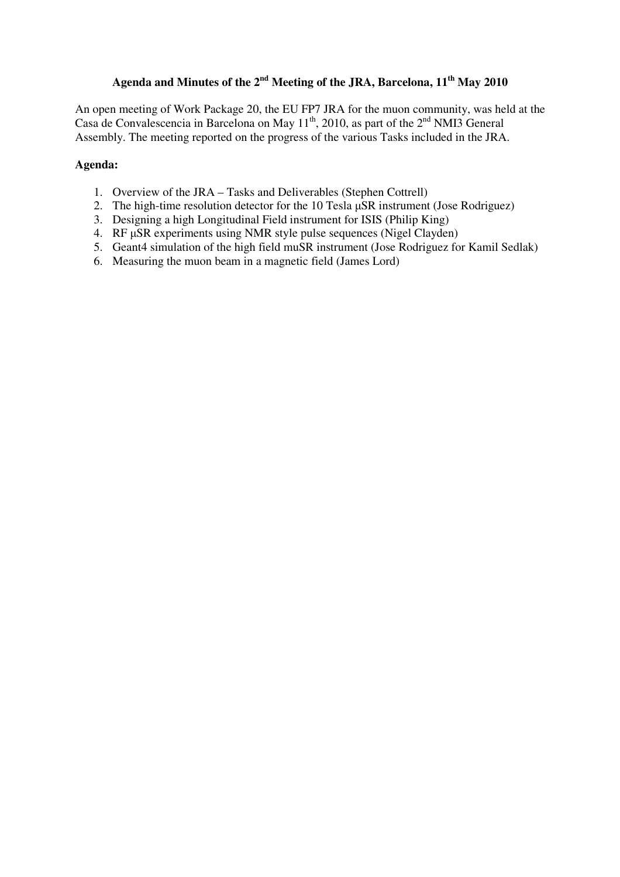# Agenda and Minutes of the 2nd Meeting of the JRA, Barcelona, 11th May 2010

An open meeting of Work Package 20, the EU FP7 JRA for the muon community, was held at the Casa de Convalescencia in Barcelona on May 11th, 2010, as part of the 2nd NMI3 General Assembly. The meeting reported on the progress of the various Tasks included in the JRA.

**Agenda:**

1. Overview of the JRA – Tasks and Deliverables (Stephen Cottrell)
2. The high-time resolution detector for the 10 Tesla μSR instrument (Jose Rodriguez)
3. Designing a high Longitudinal Field instrument for ISIS (Philip King)
4. RF μSR experiments using NMR style pulse sequences (Nigel Clayden)
5. Geant4 simulation of the high field muSR instrument (Jose Rodriguez for Kamil Sedlak)
6. Measuring the muon beam in a magnetic field (James Lord)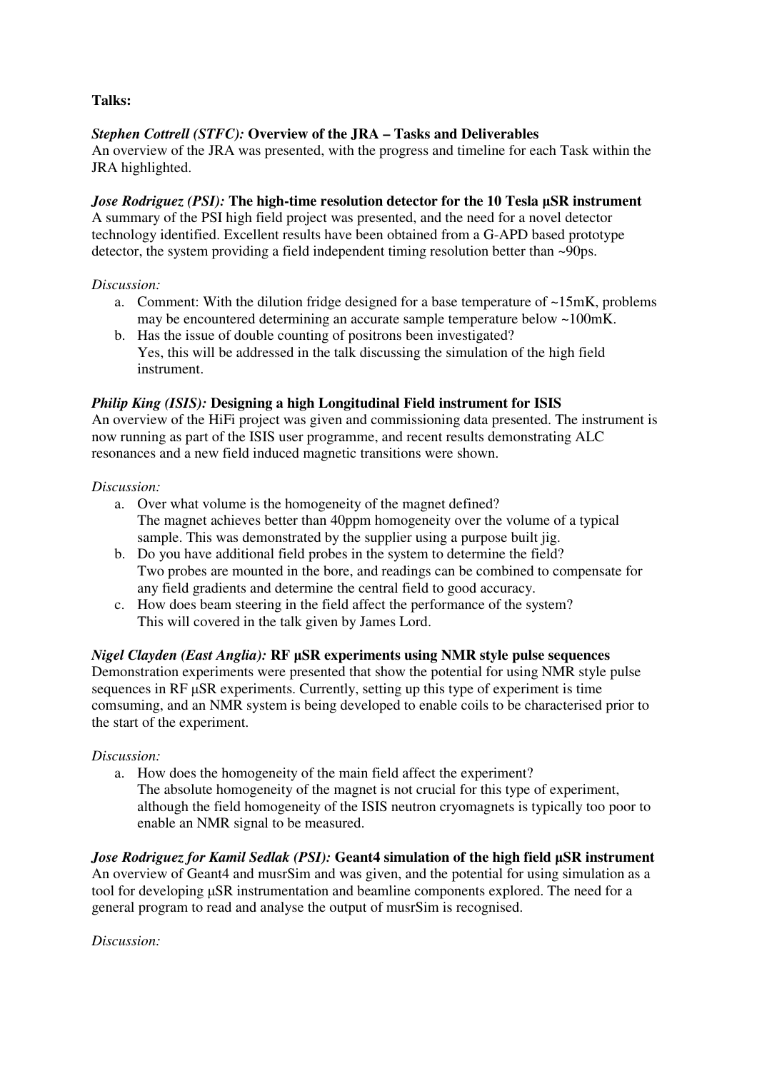**Talks:**

***Stephen Cottrell (STFC):*** **Overview of the JRA – Tasks and Deliverables**
An overview of the JRA was presented, with the progress and timeline for each Task within the JRA highlighted.

***Jose Rodriguez (PSI):*** **The high-time resolution detector for the 10 Tesla μSR instrument**
A summary of the PSI high field project was presented, and the need for a novel detector technology identified. Excellent results have been obtained from a G-APD based prototype detector, the system providing a field independent timing resolution better than ~90ps.

*Discussion:*

a. Comment: With the dilution fridge designed for a base temperature of ~15mK, problems may be encountered determining an accurate sample temperature below ~100mK.
b. Has the issue of double counting of positrons been investigated?
   Yes, this will be addressed in the talk discussing the simulation of the high field instrument.

***Philip King (ISIS):*** **Designing a high Longitudinal Field instrument for ISIS**
An overview of the HiFi project was given and commissioning data presented. The instrument is now running as part of the ISIS user programme, and recent results demonstrating ALC resonances and a new field induced magnetic transitions were shown.

*Discussion:*

a. Over what volume is the homogeneity of the magnet defined?
   The magnet achieves better than 40ppm homogeneity over the volume of a typical sample. This was demonstrated by the supplier using a purpose built jig.
b. Do you have additional field probes in the system to determine the field?
   Two probes are mounted in the bore, and readings can be combined to compensate for any field gradients and determine the central field to good accuracy.
c. How does beam steering in the field affect the performance of the system?
   This will covered in the talk given by James Lord.

***Nigel Clayden (East Anglia):*** **RF μSR experiments using NMR style pulse sequences**
Demonstration experiments were presented that show the potential for using NMR style pulse sequences in RF μSR experiments. Currently, setting up this type of experiment is time comsuming, and an NMR system is being developed to enable coils to be characterised prior to the start of the experiment.

*Discussion:*

a. How does the homogeneity of the main field affect the experiment?
   The absolute homogeneity of the magnet is not crucial for this type of experiment, although the field homogeneity of the ISIS neutron cryomagnets is typically too poor to enable an NMR signal to be measured.

***Jose Rodriguez for Kamil Sedlak (PSI):*** **Geant4 simulation of the high field μSR instrument**
An overview of Geant4 and musrSim and was given, and the potential for using simulation as a tool for developing μSR instrumentation and beamline components explored. The need for a general program to read and analyse the output of musrSim is recognised.

*Discussion:*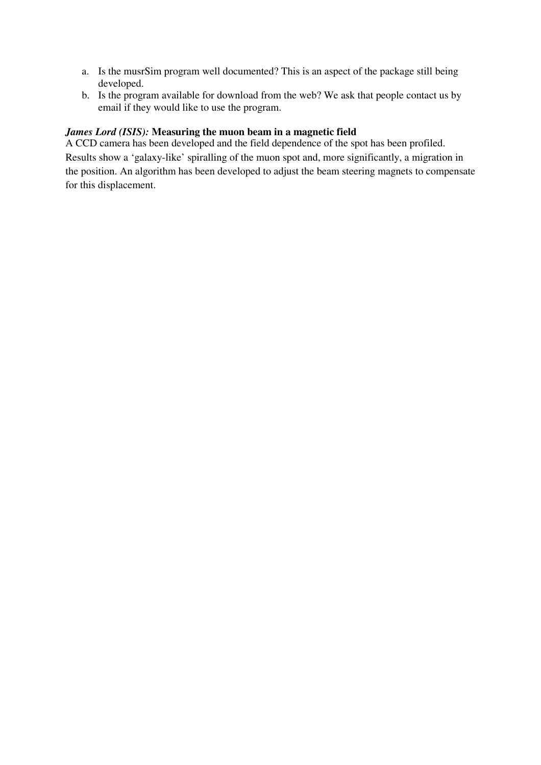a. Is the musrSim program well documented? This is an aspect of the package still being developed.
b. Is the program available for download from the web? We ask that people contact us by email if they would like to use the program.

***James Lord (ISIS):*** **Measuring the muon beam in a magnetic field**

A CCD camera has been developed and the field dependence of the spot has been profiled. Results show a 'galaxy-like' spiralling of the muon spot and, more significantly, a migration in the position. An algorithm has been developed to adjust the beam steering magnets to compensate for this displacement.